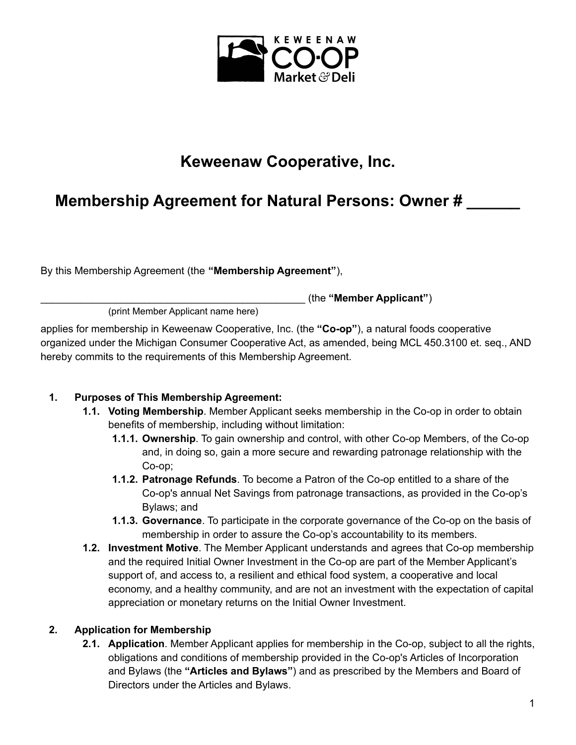# Keweenaw Cooperative, Inc.

# Membership Agreement for Natural Persons: Owner # ______

By this Membership Agreement (the **"Membership Agreement"**),

_______________________________________________ (the **"Member Applicant"**)
(print Member Applicant name here)

applies for membership in Keweenaw Cooperative, Inc. (the **"Co-op"**), a natural foods cooperative organized under the Michigan Consumer Cooperative Act, as amended, being MCL 450.3100 et. seq., AND hereby commits to the requirements of this Membership Agreement.

1. **Purposes of This Membership Agreement:**
   - **1.1. Voting Membership**. Member Applicant seeks membership in the Co-op in order to obtain benefits of membership, including without limitation:
     - **1.1.1. Ownership**. To gain ownership and control, with other Co-op Members, of the Co-op and, in doing so, gain a more secure and rewarding patronage relationship with the Co-op;
     - **1.1.2. Patronage Refunds**. To become a Patron of the Co-op entitled to a share of the Co-op's annual Net Savings from patronage transactions, as provided in the Co-op's Bylaws; and
     - **1.1.3. Governance**. To participate in the corporate governance of the Co-op on the basis of membership in order to assure the Co-op's accountability to its members.
   - **1.2. Investment Motive**. The Member Applicant understands and agrees that Co-op membership and the required Initial Owner Investment in the Co-op are part of the Member Applicant's support of, and access to, a resilient and ethical food system, a cooperative and local economy, and a healthy community, and are not an investment with the expectation of capital appreciation or monetary returns on the Initial Owner Investment.

2. **Application for Membership**
   - **2.1. Application**. Member Applicant applies for membership in the Co-op, subject to all the rights, obligations and conditions of membership provided in the Co-op's Articles of Incorporation and Bylaws (the **"Articles and Bylaws"**) and as prescribed by the Members and Board of Directors under the Articles and Bylaws.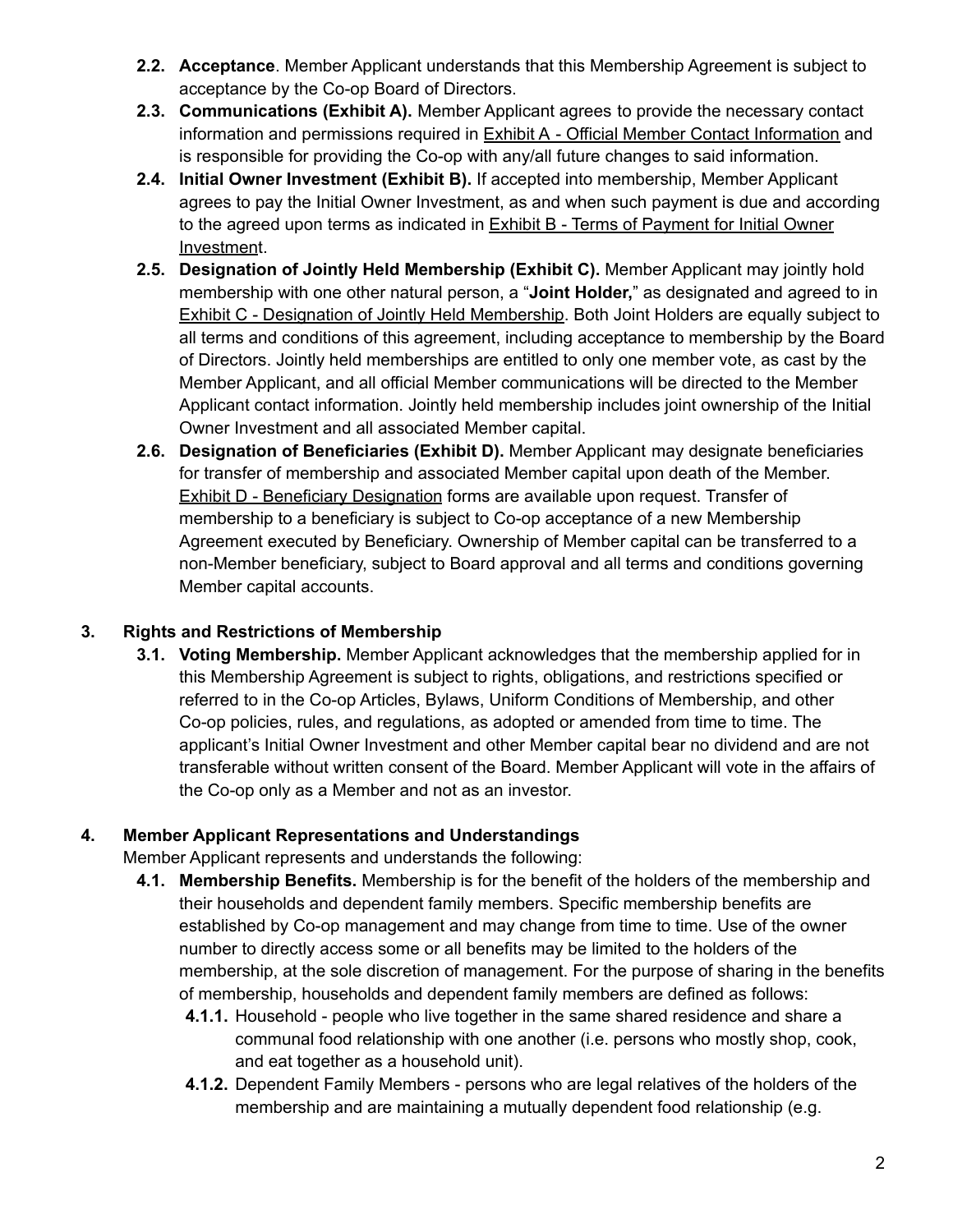**2.2. Acceptance**. Member Applicant understands that this Membership Agreement is subject to acceptance by the Co-op Board of Directors.

**2.3. Communications (Exhibit A).** Member Applicant agrees to provide the necessary contact information and permissions required in Exhibit A - Official Member Contact Information and is responsible for providing the Co-op with any/all future changes to said information.

**2.4. Initial Owner Investment (Exhibit B).** If accepted into membership, Member Applicant agrees to pay the Initial Owner Investment, as and when such payment is due and according to the agreed upon terms as indicated in Exhibit B - Terms of Payment for Initial Owner Investment.

**2.5. Designation of Jointly Held Membership (Exhibit C).** Member Applicant may jointly hold membership with one other natural person, a "**Joint Holder,**" as designated and agreed to in Exhibit C - Designation of Jointly Held Membership. Both Joint Holders are equally subject to all terms and conditions of this agreement, including acceptance to membership by the Board of Directors. Jointly held memberships are entitled to only one member vote, as cast by the Member Applicant, and all official Member communications will be directed to the Member Applicant contact information. Jointly held membership includes joint ownership of the Initial Owner Investment and all associated Member capital.

**2.6. Designation of Beneficiaries (Exhibit D).** Member Applicant may designate beneficiaries for transfer of membership and associated Member capital upon death of the Member. Exhibit D - Beneficiary Designation forms are available upon request. Transfer of membership to a beneficiary is subject to Co-op acceptance of a new Membership Agreement executed by Beneficiary. Ownership of Member capital can be transferred to a non-Member beneficiary, subject to Board approval and all terms and conditions governing Member capital accounts.

## 3. Rights and Restrictions of Membership

**3.1. Voting Membership.** Member Applicant acknowledges that the membership applied for in this Membership Agreement is subject to rights, obligations, and restrictions specified or referred to in the Co-op Articles, Bylaws, Uniform Conditions of Membership, and other Co-op policies, rules, and regulations, as adopted or amended from time to time. The applicant's Initial Owner Investment and other Member capital bear no dividend and are not transferable without written consent of the Board. Member Applicant will vote in the affairs of the Co-op only as a Member and not as an investor.

## 4. Member Applicant Representations and Understandings

Member Applicant represents and understands the following:

**4.1. Membership Benefits.** Membership is for the benefit of the holders of the membership and their households and dependent family members. Specific membership benefits are established by Co-op management and may change from time to time. Use of the owner number to directly access some or all benefits may be limited to the holders of the membership, at the sole discretion of management. For the purpose of sharing in the benefits of membership, households and dependent family members are defined as follows:

**4.1.1.** Household - people who live together in the same shared residence and share a communal food relationship with one another (i.e. persons who mostly shop, cook, and eat together as a household unit).

**4.1.2.** Dependent Family Members - persons who are legal relatives of the holders of the membership and are maintaining a mutually dependent food relationship (e.g.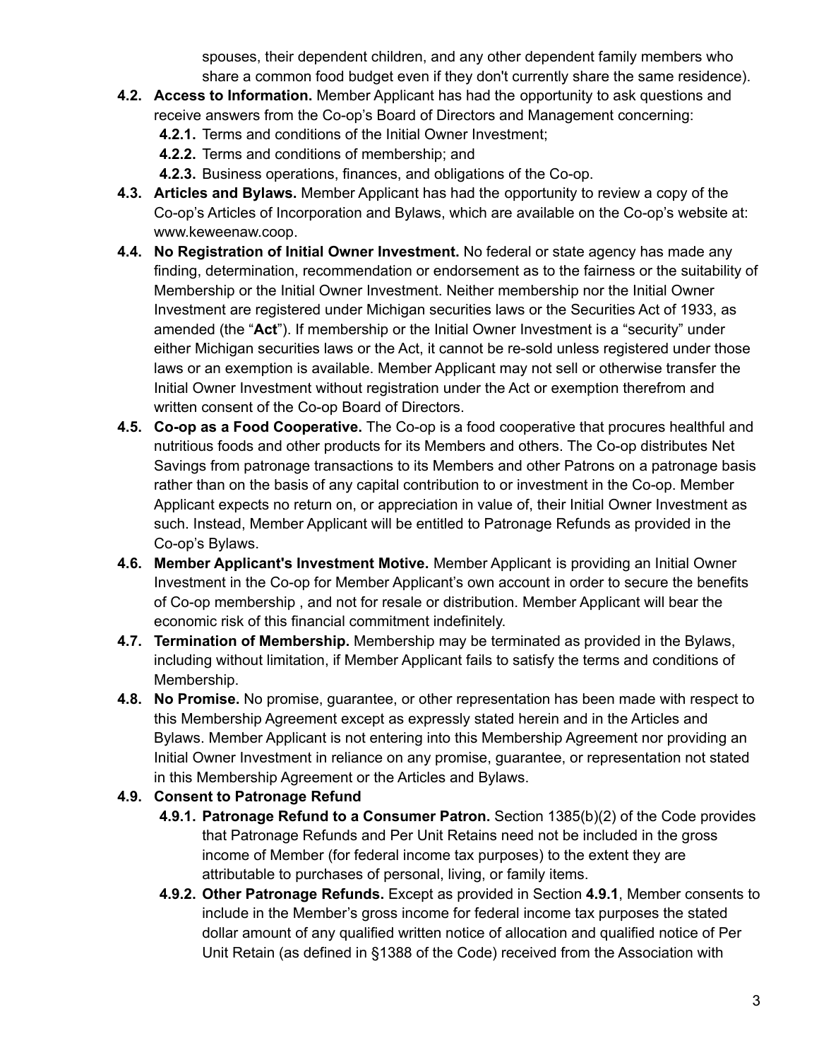spouses, their dependent children, and any other dependent family members who share a common food budget even if they don't currently share the same residence).

- **4.2. Access to Information.** Member Applicant has had the opportunity to ask questions and receive answers from the Co-op's Board of Directors and Management concerning:
  - **4.2.1.** Terms and conditions of the Initial Owner Investment;
  - **4.2.2.** Terms and conditions of membership; and
  - **4.2.3.** Business operations, finances, and obligations of the Co-op.
- **4.3. Articles and Bylaws.** Member Applicant has had the opportunity to review a copy of the Co-op's Articles of Incorporation and Bylaws, which are available on the Co-op's website at: www.keweenaw.coop.
- **4.4. No Registration of Initial Owner Investment.** No federal or state agency has made any finding, determination, recommendation or endorsement as to the fairness or the suitability of Membership or the Initial Owner Investment. Neither membership nor the Initial Owner Investment are registered under Michigan securities laws or the Securities Act of 1933, as amended (the "**Act**"). If membership or the Initial Owner Investment is a "security" under either Michigan securities laws or the Act, it cannot be re-sold unless registered under those laws or an exemption is available. Member Applicant may not sell or otherwise transfer the Initial Owner Investment without registration under the Act or exemption therefrom and written consent of the Co-op Board of Directors.
- **4.5. Co-op as a Food Cooperative.** The Co-op is a food cooperative that procures healthful and nutritious foods and other products for its Members and others. The Co-op distributes Net Savings from patronage transactions to its Members and other Patrons on a patronage basis rather than on the basis of any capital contribution to or investment in the Co-op. Member Applicant expects no return on, or appreciation in value of, their Initial Owner Investment as such. Instead, Member Applicant will be entitled to Patronage Refunds as provided in the Co-op's Bylaws.
- **4.6. Member Applicant's Investment Motive.** Member Applicant is providing an Initial Owner Investment in the Co-op for Member Applicant's own account in order to secure the benefits of Co-op membership , and not for resale or distribution. Member Applicant will bear the economic risk of this financial commitment indefinitely.
- **4.7. Termination of Membership.** Membership may be terminated as provided in the Bylaws, including without limitation, if Member Applicant fails to satisfy the terms and conditions of Membership.
- **4.8. No Promise.** No promise, guarantee, or other representation has been made with respect to this Membership Agreement except as expressly stated herein and in the Articles and Bylaws. Member Applicant is not entering into this Membership Agreement nor providing an Initial Owner Investment in reliance on any promise, guarantee, or representation not stated in this Membership Agreement or the Articles and Bylaws.
- **4.9. Consent to Patronage Refund**
  - **4.9.1. Patronage Refund to a Consumer Patron.** Section 1385(b)(2) of the Code provides that Patronage Refunds and Per Unit Retains need not be included in the gross income of Member (for federal income tax purposes) to the extent they are attributable to purchases of personal, living, or family items.
  - **4.9.2. Other Patronage Refunds.** Except as provided in Section **4.9.1**, Member consents to include in the Member's gross income for federal income tax purposes the stated dollar amount of any qualified written notice of allocation and qualified notice of Per Unit Retain (as defined in §1388 of the Code) received from the Association with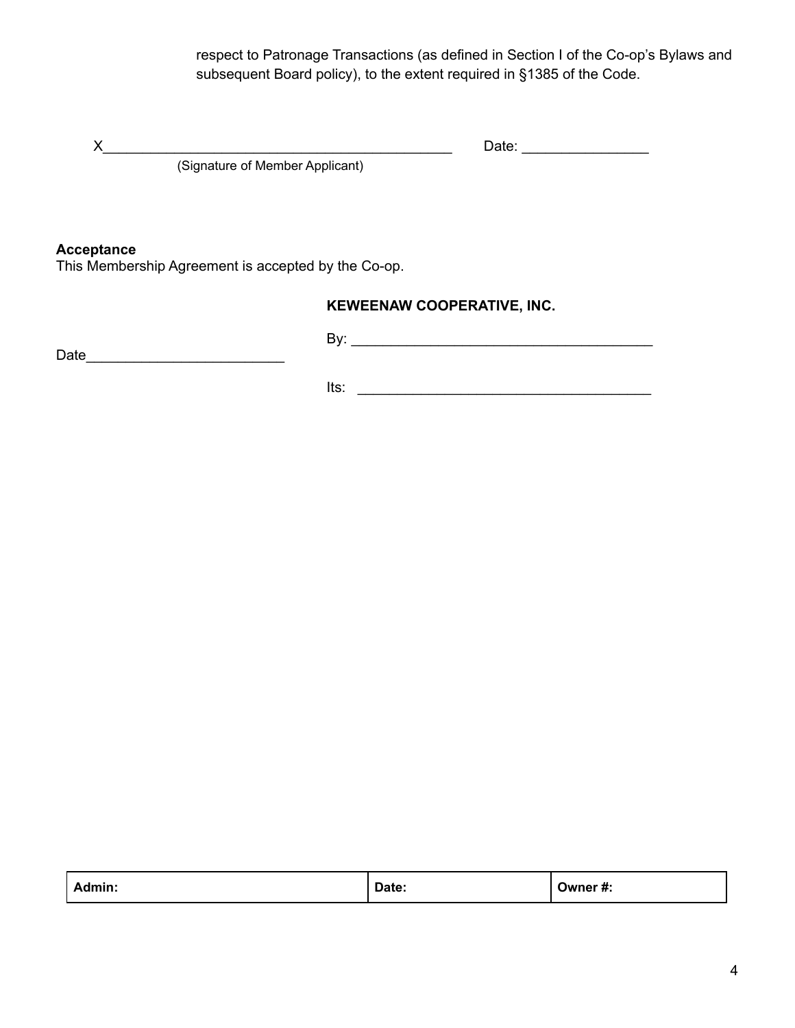respect to Patronage Transactions (as defined in Section I of the Co-op's Bylaws and subsequent Board policy), to the extent required in §1385 of the Code.

X_____________________________________________ Date: ________________

(Signature of Member Applicant)

**Acceptance**

This Membership Agreement is accepted by the Co-op.

**KEWEENAW COOPERATIVE, INC.**

By: _______________________________________

Date_________________________

Its: _______________________________________

| Admin: | Date: | Owner #: |
|---|---|---|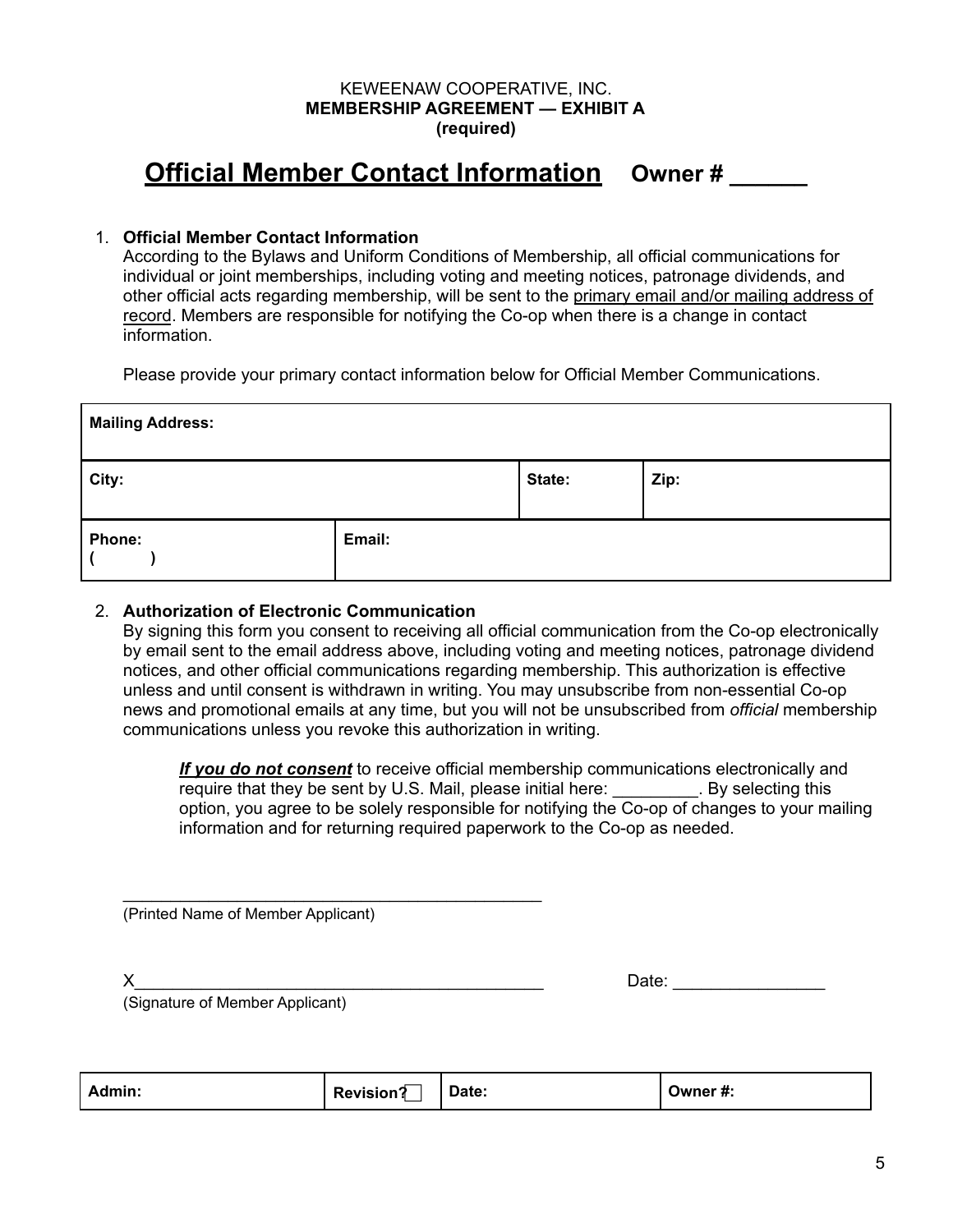KEWEENAW COOPERATIVE, INC.
**MEMBERSHIP AGREEMENT — EXHIBIT A**
**(required)**

# Official Member Contact Information **Owner # ______**

1. **Official Member Contact Information**
According to the Bylaws and Uniform Conditions of Membership, all official communications for individual or joint memberships, including voting and meeting notices, patronage dividends, and other official acts regarding membership, will be sent to the primary email and/or mailing address of record. Members are responsible for notifying the Co-op when there is a change in contact information.

Please provide your primary contact information below for Official Member Communications.

| **Mailing Address:** | | | |
|---|---|---|---|
| **City:** | | **State:** | **Zip:** |
| **Phone:** ( ) | **Email:** | | |

2. **Authorization of Electronic Communication**
By signing this form you consent to receiving all official communication from the Co-op electronically by email sent to the email address above, including voting and meeting notices, patronage dividend notices, and other official communications regarding membership. This authorization is effective unless and until consent is withdrawn in writing. You may unsubscribe from non-essential Co-op news and promotional emails at any time, but you will not be unsubscribed from *official* membership communications unless you revoke this authorization in writing.

***If you do not consent*** to receive official membership communications electronically and require that they be sent by U.S. Mail, please initial here: _________. By selecting this option, you agree to be solely responsible for notifying the Co-op of changes to your mailing information and for returning required paperwork to the Co-op as needed.

_____________________________________________
(Printed Name of Member Applicant)

X____________________________________________ Date: ________________
(Signature of Member Applicant)

| **Admin:** | **Revision?** ☐ | **Date:** | **Owner #:** |
|---|---|---|---|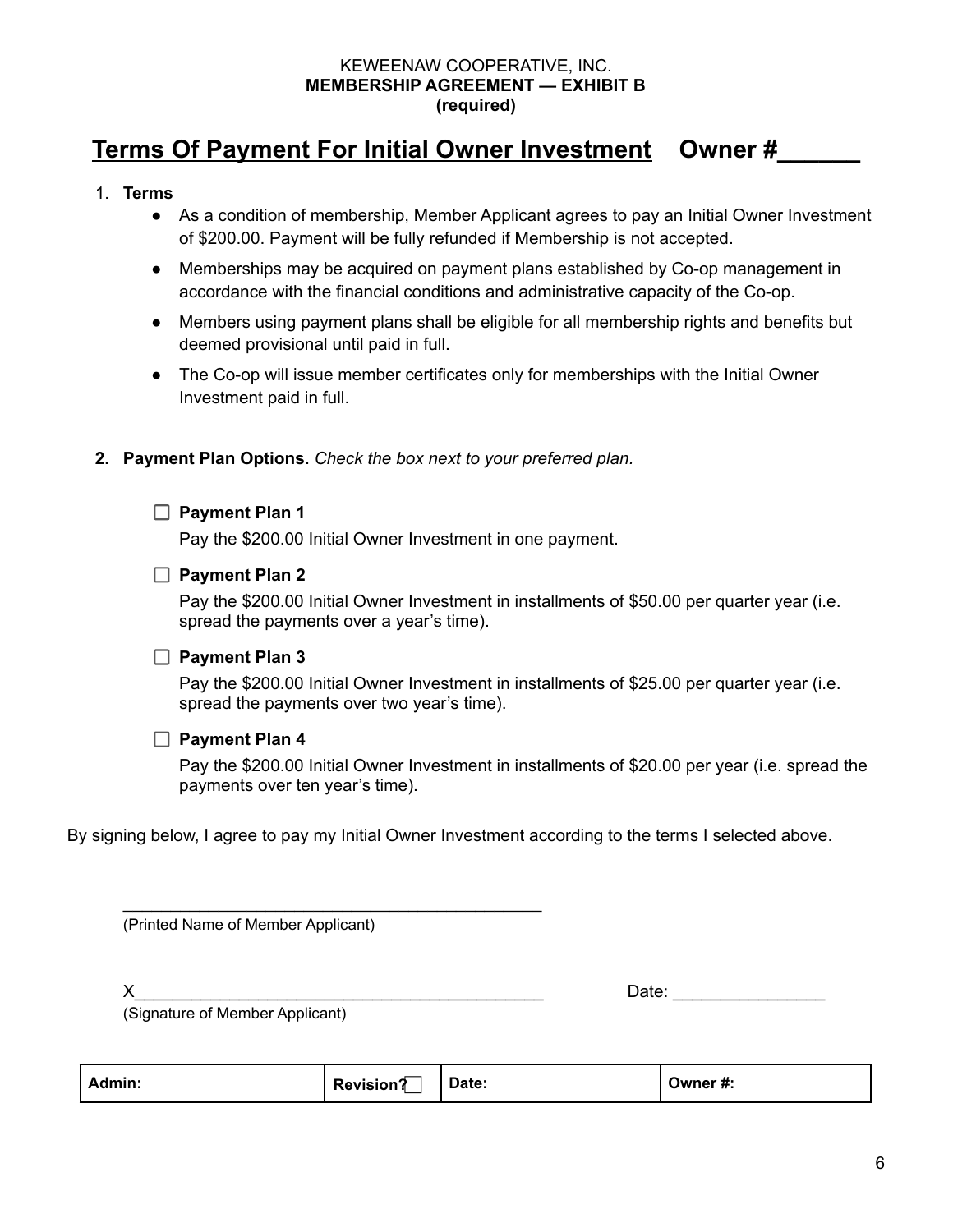KEWEENAW COOPERATIVE, INC.
**MEMBERSHIP AGREEMENT — EXHIBIT B**
**(required)**

# Terms Of Payment For Initial Owner Investment Owner #______

1. **Terms**
   - As a condition of membership, Member Applicant agrees to pay an Initial Owner Investment of $200.00. Payment will be fully refunded if Membership is not accepted.
   - Memberships may be acquired on payment plans established by Co-op management in accordance with the financial conditions and administrative capacity of the Co-op.
   - Members using payment plans shall be eligible for all membership rights and benefits but deemed provisional until paid in full.
   - The Co-op will issue member certificates only for memberships with the Initial Owner Investment paid in full.

2. **Payment Plan Options.** *Check the box next to your preferred plan.*

   ☐ **Payment Plan 1**
   Pay the $200.00 Initial Owner Investment in one payment.

   ☐ **Payment Plan 2**
   Pay the $200.00 Initial Owner Investment in installments of $50.00 per quarter year (i.e. spread the payments over a year's time).

   ☐ **Payment Plan 3**
   Pay the $200.00 Initial Owner Investment in installments of $25.00 per quarter year (i.e. spread the payments over two year's time).

   ☐ **Payment Plan 4**
   Pay the $200.00 Initial Owner Investment in installments of $20.00 per year (i.e. spread the payments over ten year's time).

By signing below, I agree to pay my Initial Owner Investment according to the terms I selected above.

_______________________________________________
(Printed Name of Member Applicant)

X_____________________________________________ Date: ________________
(Signature of Member Applicant)

| **Admin:** | **Revision?** ☐ | **Date:** | **Owner #:** |
|---|---|---|---|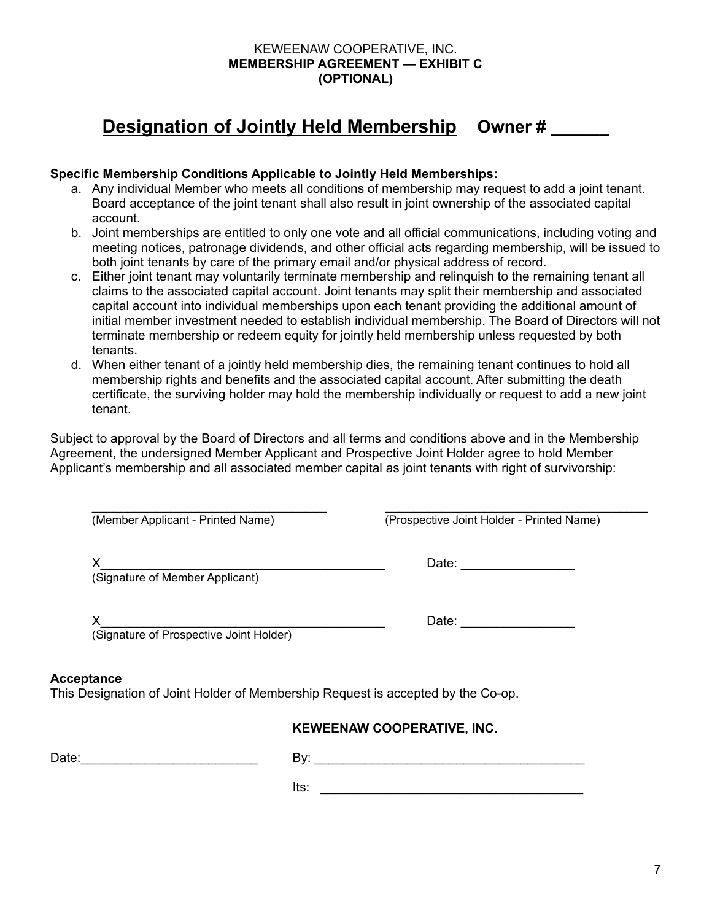KEWEENAW COOPERATIVE, INC.
**MEMBERSHIP AGREEMENT — EXHIBIT C**
**(OPTIONAL)**

# Designation of Jointly Held Membership    Owner # ______

**Specific Membership Conditions Applicable to Jointly Held Memberships:**

a. Any individual Member who meets all conditions of membership may request to add a joint tenant. Board acceptance of the joint tenant shall also result in joint ownership of the associated capital account.
b. Joint memberships are entitled to only one vote and all official communications, including voting and meeting notices, patronage dividends, and other official acts regarding membership, will be issued to both joint tenants by care of the primary email and/or physical address of record.
c. Either joint tenant may voluntarily terminate membership and relinquish to the remaining tenant all claims to the associated capital account. Joint tenants may split their membership and associated capital account into individual memberships upon each tenant providing the additional amount of initial member investment needed to establish individual membership. The Board of Directors will not terminate membership or redeem equity for jointly held membership unless requested by both tenants.
d. When either tenant of a jointly held membership dies, the remaining tenant continues to hold all membership rights and benefits and the associated capital account. After submitting the death certificate, the surviving holder may hold the membership individually or request to add a new joint tenant.

Subject to approval by the Board of Directors and all terms and conditions above and in the Membership Agreement, the undersigned Member Applicant and Prospective Joint Holder agree to hold Member Applicant's membership and all associated member capital as joint tenants with right of survivorship:

____________________________________          ________________________________________
(Member Applicant - Printed Name)          (Prospective Joint Holder - Printed Name)

X________________________________________          Date: ________________
(Signature of Member Applicant)

X________________________________________          Date: ________________
(Signature of Prospective Joint Holder)

**Acceptance**

This Designation of Joint Holder of Membership Request is accepted by the Co-op.

**KEWEENAW COOPERATIVE, INC.**

Date:_________________________          By: ______________________________________

Its: ______________________________________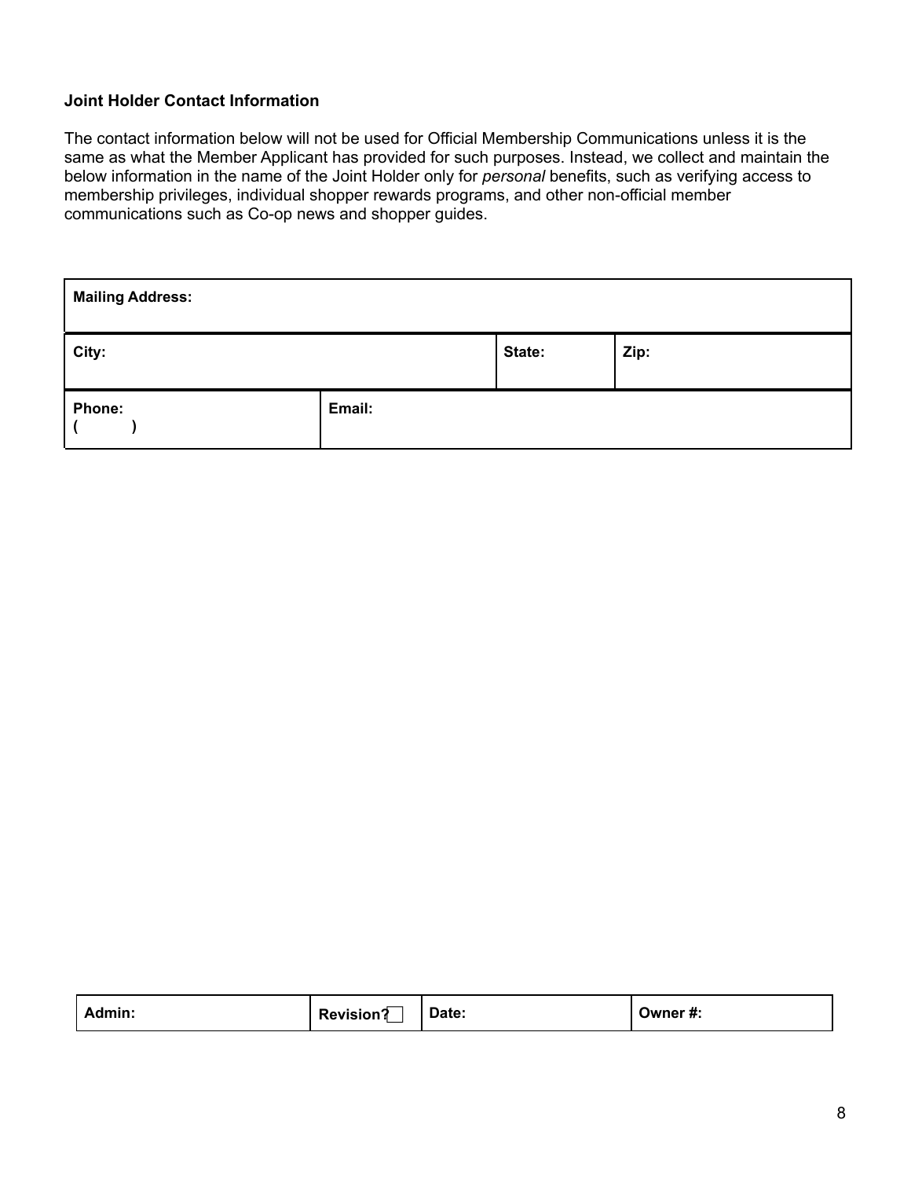**Joint Holder Contact Information**

The contact information below will not be used for Official Membership Communications unless it is the same as what the Member Applicant has provided for such purposes. Instead, we collect and maintain the below information in the name of the Joint Holder only for *personal* benefits, such as verifying access to membership privileges, individual shopper rewards programs, and other non-official member communications such as Co-op news and shopper guides.

| **Mailing Address:** | | | |
|---|---|---|---|
| **City:** | | **State:** | **Zip:** |
| **Phone:** ( ) | **Email:** | | |

| **Admin:** | **Revision?** ☐ | **Date:** | **Owner #:** |
|---|---|---|---|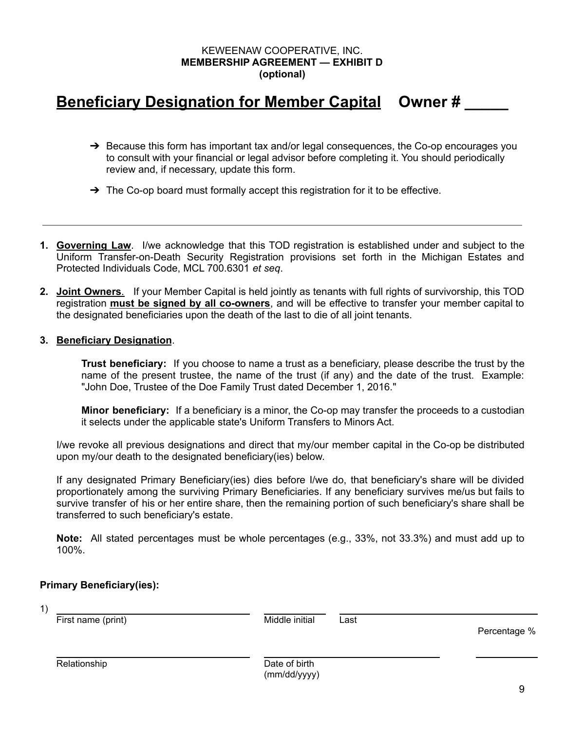KEEWEENAW COOPERATIVE, INC.
**MEMBERSHIP AGREEMENT — EXHIBIT D**
**(optional)**

# Beneficiary Designation for Member Capital Owner # _____

- ➔ Because this form has important tax and/or legal consequences, the Co-op encourages you to consult with your financial or legal advisor before completing it. You should periodically review and, if necessary, update this form.
- ➔ The Co-op board must formally accept this registration for it to be effective.

---

1. **Governing Law**. I/we acknowledge that this TOD registration is established under and subject to the Uniform Transfer-on-Death Security Registration provisions set forth in the Michigan Estates and Protected Individuals Code, MCL 700.6301 *et seq*.

2. **Joint Owners**. If your Member Capital is held jointly as tenants with full rights of survivorship, this TOD registration **must be signed by all co-owners**, and will be effective to transfer your member capital to the designated beneficiaries upon the death of the last to die of all joint tenants.

3. **Beneficiary Designation**.

   **Trust beneficiary:** If you choose to name a trust as a beneficiary, please describe the trust by the name of the present trustee, the name of the trust (if any) and the date of the trust. Example: "John Doe, Trustee of the Doe Family Trust dated December 1, 2016."

   **Minor beneficiary:** If a beneficiary is a minor, the Co-op may transfer the proceeds to a custodian it selects under the applicable state's Uniform Transfers to Minors Act.

I/we revoke all previous designations and direct that my/our member capital in the Co-op be distributed upon my/our death to the designated beneficiary(ies) below.

If any designated Primary Beneficiary(ies) dies before I/we do, that beneficiary's share will be divided proportionately among the surviving Primary Beneficiaries. If any beneficiary survives me/us but fails to survive transfer of his or her entire share, then the remaining portion of such beneficiary's share shall be transferred to such beneficiary's estate.

**Note:** All stated percentages must be whole percentages (e.g., 33%, not 33.3%) and must add up to 100%.

**Primary Beneficiary(ies):**

1) ______________________ ____________ ______________________
First name (print) Middle initial Last

Percentage %

______________________ ______________________ __________
Relationship Date of birth (mm/dd/yyyy)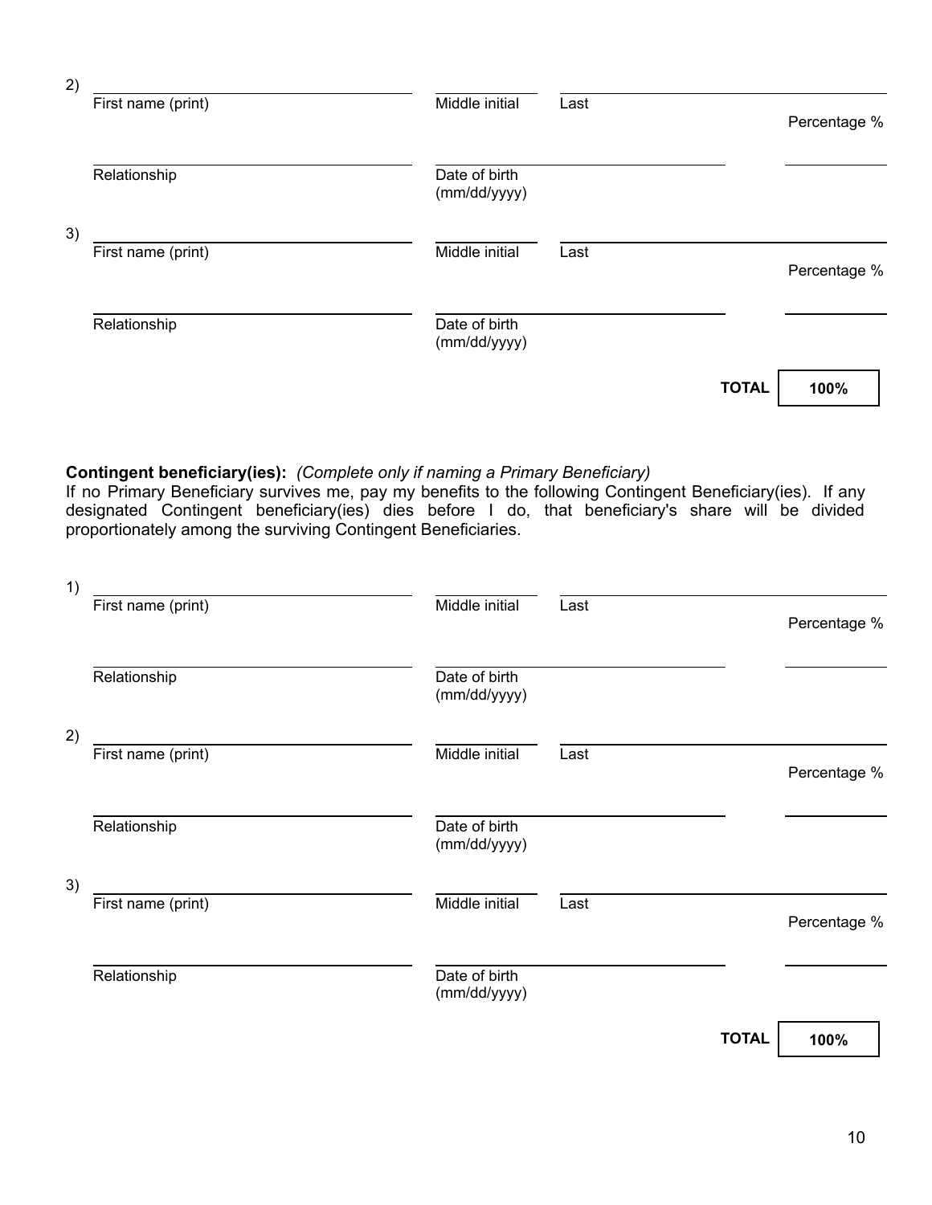2) 

| First name (print) | Middle initial | Last | Percentage % |
|---|---|---|---|
| | | | |

| Relationship | Date of birth (mm/dd/yyyy) | |
|---|---|---|
| | | |

3) 

| First name (print) | Middle initial | Last | Percentage % |
|---|---|---|---|
| | | | |

| Relationship | Date of birth (mm/dd/yyyy) | |
|---|---|---|
| | | |

**TOTAL** 100%

**Contingent beneficiary(ies):** *(Complete only if naming a Primary Beneficiary)*
If no Primary Beneficiary survives me, pay my benefits to the following Contingent Beneficiary(ies). If any designated Contingent beneficiary(ies) dies before I do, that beneficiary's share will be divided proportionately among the surviving Contingent Beneficiaries.

1) 

| First name (print) | Middle initial | Last | Percentage % |
|---|---|---|---|
| | | | |

| Relationship | Date of birth (mm/dd/yyyy) | |
|---|---|---|
| | | |

2) 

| First name (print) | Middle initial | Last | Percentage % |
|---|---|---|---|
| | | | |

| Relationship | Date of birth (mm/dd/yyyy) | |
|---|---|---|
| | | |

3) 

| First name (print) | Middle initial | Last | Percentage % |
|---|---|---|---|
| | | | |

| Relationship | Date of birth (mm/dd/yyyy) | |
|---|---|---|
| | | |

**TOTAL** 100%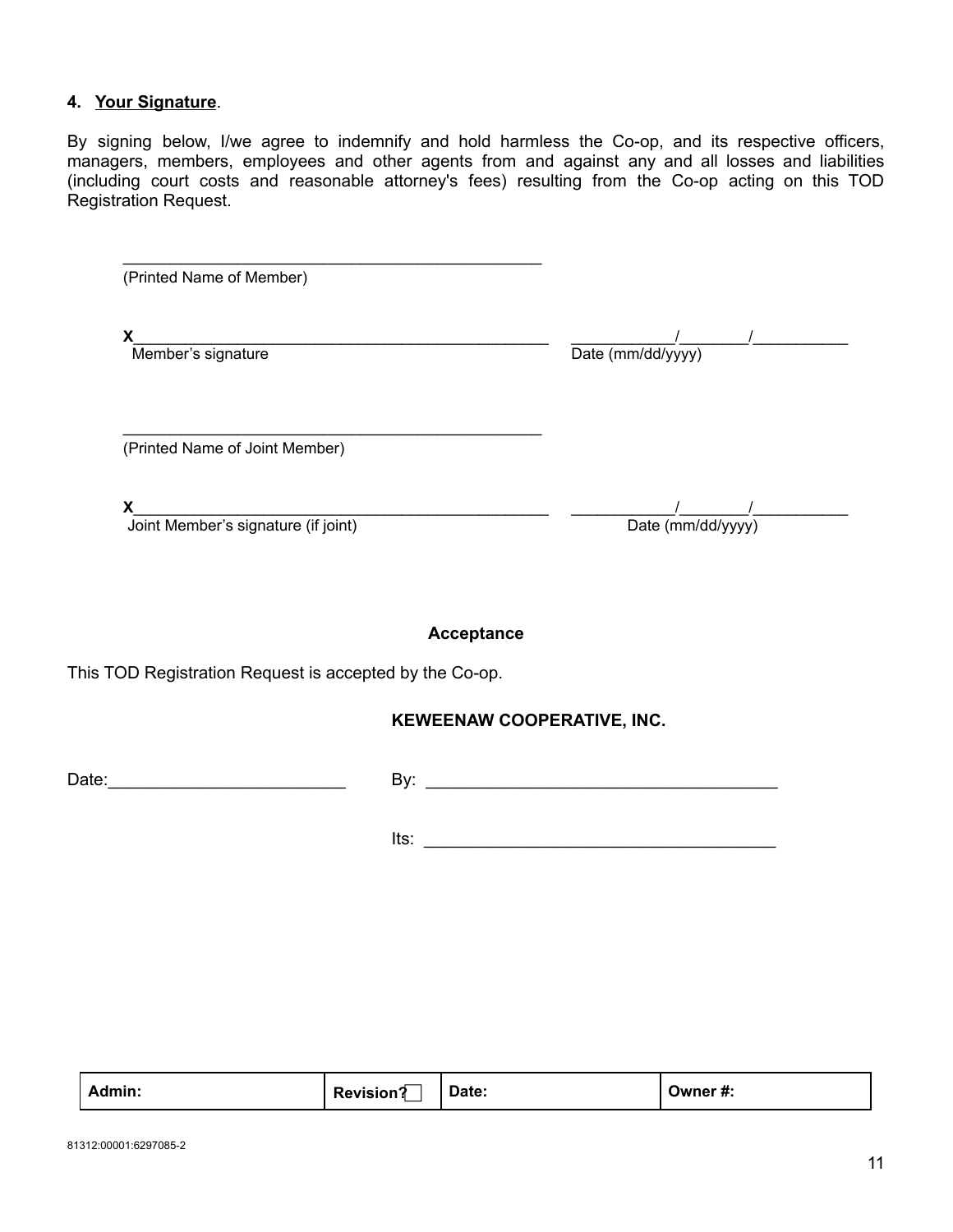**4. Your Signature**.

By signing below, I/we agree to indemnify and hold harmless the Co-op, and its respective officers, managers, members, employees and other agents from and against any and all losses and liabilities (including court costs and reasonable attorney's fees) resulting from the Co-op acting on this TOD Registration Request.

_______________________________________________
(Printed Name of Member)

**X**_______________________________________________ ____________/________/___________
Member's signature Date (mm/dd/yyyy)

_______________________________________________
(Printed Name of Joint Member)

**X**_______________________________________________ ____________/________/___________
Joint Member's signature (if joint) Date (mm/dd/yyyy)

**Acceptance**

This TOD Registration Request is accepted by the Co-op.

**KEWEENAW COOPERATIVE, INC.**

Date:_________________________ By: _____________________________________

Its: _____________________________________

| | | | |
|---|---|---|---|
| **Admin:** | **Revision?** ☐ | **Date:** | **Owner #:** |

81312:00001:6297085-2